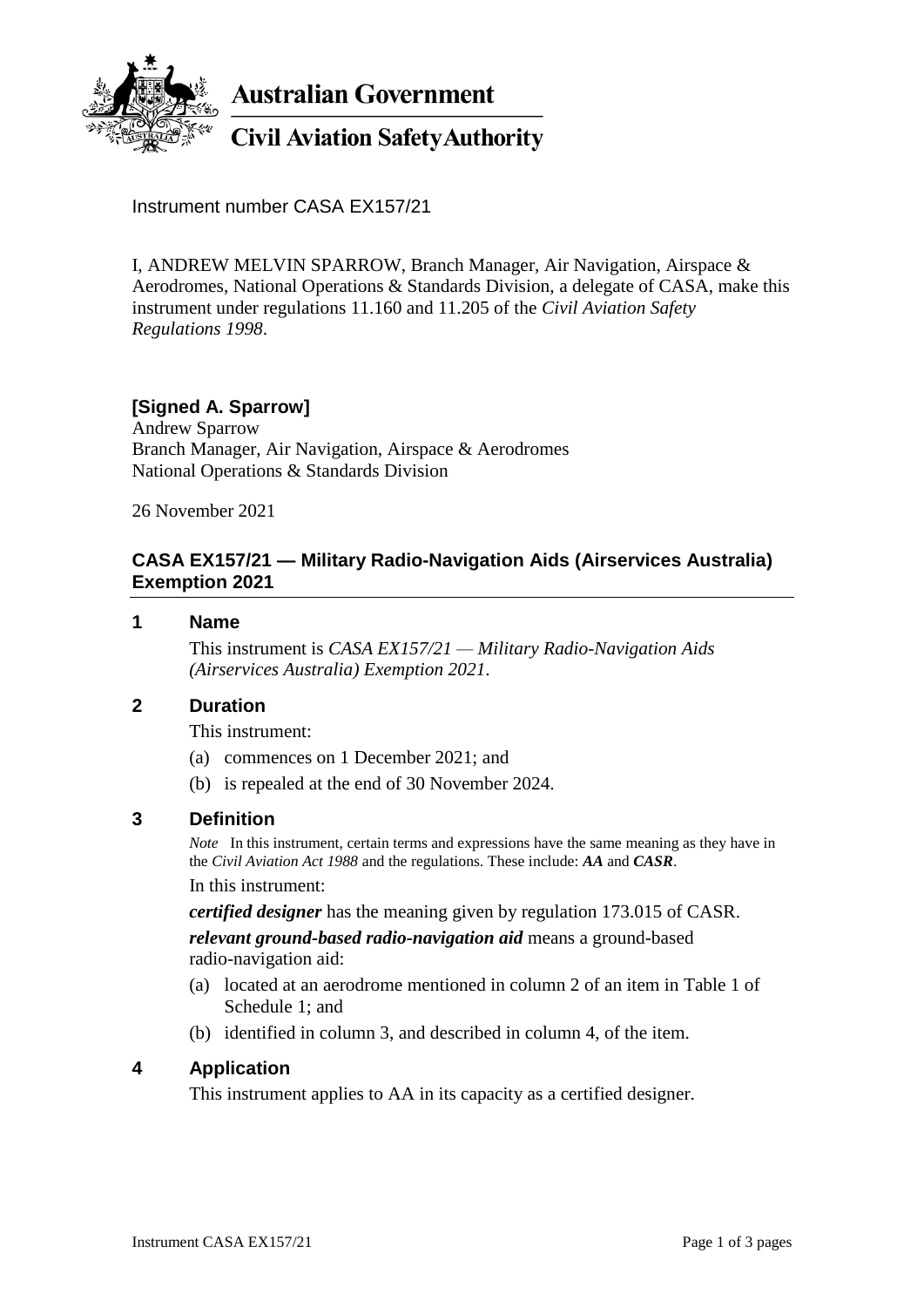Australian Government

Civil Aviation Safety Authority

Instrument number CASA EX157/21

I, ANDREW MELVIN SPARROW, Branch Manager, Air Navigation, Airspace & Aerodromes, National Operations & Standards Division, a delegate of CASA, make this instrument under regulations 11.160 and 11.205 of the *Civil Aviation Safety Regulations 1998*.

**[Signed A. Sparrow]**
Andrew Sparrow
Branch Manager, Air Navigation, Airspace & Aerodromes
National Operations & Standards Division

26 November 2021

## CASA EX157/21 — Military Radio-Navigation Aids (Airservices Australia) Exemption 2021

### 1 Name

This instrument is *CASA EX157/21 — Military Radio-Navigation Aids (Airservices Australia) Exemption 2021*.

### 2 Duration

This instrument:

(a) commences on 1 December 2021; and

(b) is repealed at the end of 30 November 2024.

### 3 Definition

*Note* In this instrument, certain terms and expressions have the same meaning as they have in the *Civil Aviation Act 1988* and the regulations. These include: ***AA*** and ***CASR***.

In this instrument:

***certified designer*** has the meaning given by regulation 173.015 of CASR.

***relevant ground-based radio-navigation aid*** means a ground-based radio-navigation aid:

(a) located at an aerodrome mentioned in column 2 of an item in Table 1 of Schedule 1; and

(b) identified in column 3, and described in column 4, of the item.

### 4 Application

This instrument applies to AA in its capacity as a certified designer.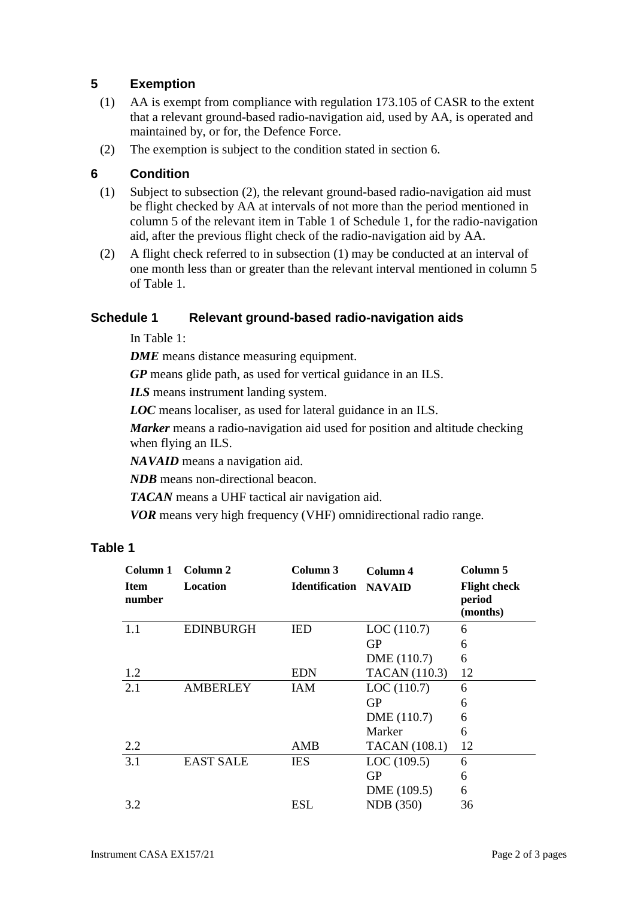## 5 Exemption

(1) AA is exempt from compliance with regulation 173.105 of CASR to the extent that a relevant ground-based radio-navigation aid, used by AA, is operated and maintained by, or for, the Defence Force.

(2) The exemption is subject to the condition stated in section 6.

## 6 Condition

(1) Subject to subsection (2), the relevant ground-based radio-navigation aid must be flight checked by AA at intervals of not more than the period mentioned in column 5 of the relevant item in Table 1 of Schedule 1, for the radio-navigation aid, after the previous flight check of the radio-navigation aid by AA.

(2) A flight check referred to in subsection (1) may be conducted at an interval of one month less than or greater than the relevant interval mentioned in column 5 of Table 1.

## Schedule 1 Relevant ground-based radio-navigation aids

In Table 1:

***DME*** means distance measuring equipment.

***GP*** means glide path, as used for vertical guidance in an ILS.

***ILS*** means instrument landing system.

***LOC*** means localiser, as used for lateral guidance in an ILS.

***Marker*** means a radio-navigation aid used for position and altitude checking when flying an ILS.

***NAVAID*** means a navigation aid.

***NDB*** means non-directional beacon.

***TACAN*** means a UHF tactical air navigation aid.

***VOR*** means very high frequency (VHF) omnidirectional radio range.

### Table 1

| Column 1 Item number | Column 2 Location | Column 3 Identification | Column 4 NAVAID | Column 5 Flight check period (months) |
|---|---|---|---|---|
| 1.1 | EDINBURGH | IED | LOC (110.7) | 6 |
| | | | GP | 6 |
| | | | DME (110.7) | 6 |
| 1.2 | | EDN | TACAN (110.3) | 12 |
| 2.1 | AMBERLEY | IAM | LOC (110.7) | 6 |
| | | | GP | 6 |
| | | | DME (110.7) | 6 |
| | | | Marker | 6 |
| 2.2 | | AMB | TACAN (108.1) | 12 |
| 3.1 | EAST SALE | IES | LOC (109.5) | 6 |
| | | | GP | 6 |
| | | | DME (109.5) | 6 |
| 3.2 | | ESL | NDB (350) | 36 |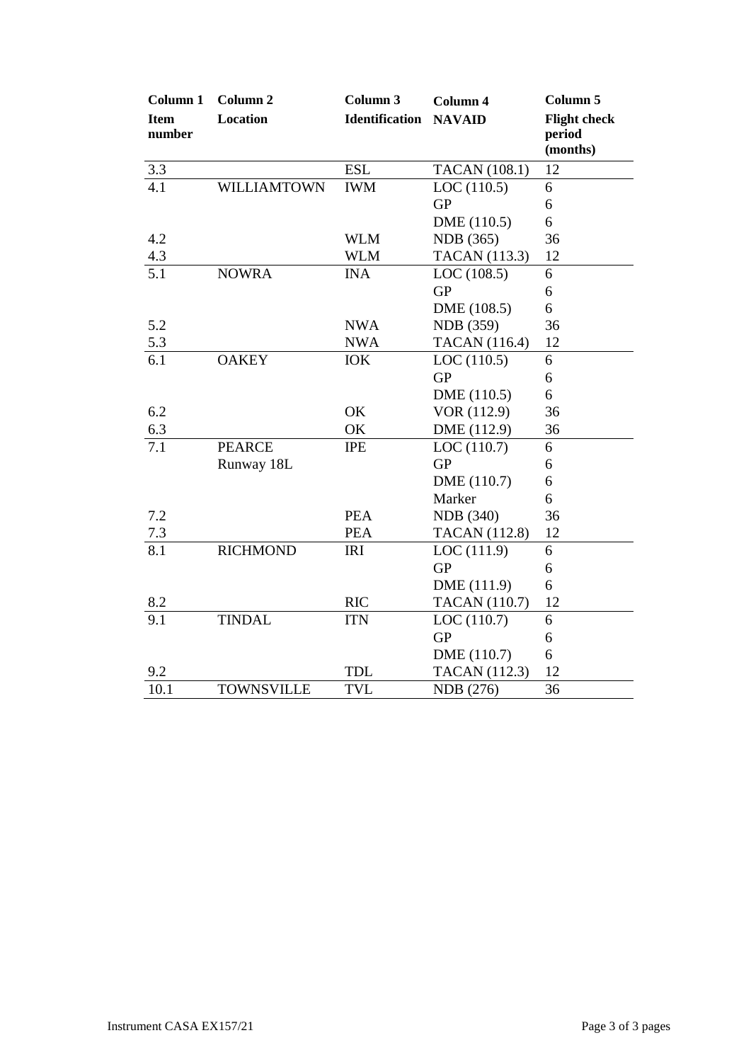| Column 1<br>Item number | Column 2<br>Location | Column 3<br>Identification | Column 4<br>NAVAID | Column 5<br>Flight check period (months) |
|---|---|---|---|---|
| 3.3 | | ESL | TACAN (108.1) | 12 |
| 4.1 | WILLIAMTOWN | IWM | LOC (110.5) | 6 |
| | | | GP | 6 |
| | | | DME (110.5) | 6 |
| 4.2 | | WLM | NDB (365) | 36 |
| 4.3 | | WLM | TACAN (113.3) | 12 |
| 5.1 | NOWRA | INA | LOC (108.5) | 6 |
| | | | GP | 6 |
| | | | DME (108.5) | 6 |
| 5.2 | | NWA | NDB (359) | 36 |
| 5.3 | | NWA | TACAN (116.4) | 12 |
| 6.1 | OAKEY | IOK | LOC (110.5) | 6 |
| | | | GP | 6 |
| | | | DME (110.5) | 6 |
| 6.2 | | OK | VOR (112.9) | 36 |
| 6.3 | | OK | DME (112.9) | 36 |
| 7.1 | PEARCE<br>Runway 18L | IPE | LOC (110.7) | 6 |
| | | | GP | 6 |
| | | | DME (110.7) | 6 |
| | | | Marker | 6 |
| 7.2 | | PEA | NDB (340) | 36 |
| 7.3 | | PEA | TACAN (112.8) | 12 |
| 8.1 | RICHMOND | IRI | LOC (111.9) | 6 |
| | | | GP | 6 |
| | | | DME (111.9) | 6 |
| 8.2 | | RIC | TACAN (110.7) | 12 |
| 9.1 | TINDAL | ITN | LOC (110.7) | 6 |
| | | | GP | 6 |
| | | | DME (110.7) | 6 |
| 9.2 | | TDL | TACAN (112.3) | 12 |
| 10.1 | TOWNSVILLE | TVL | NDB (276) | 36 |